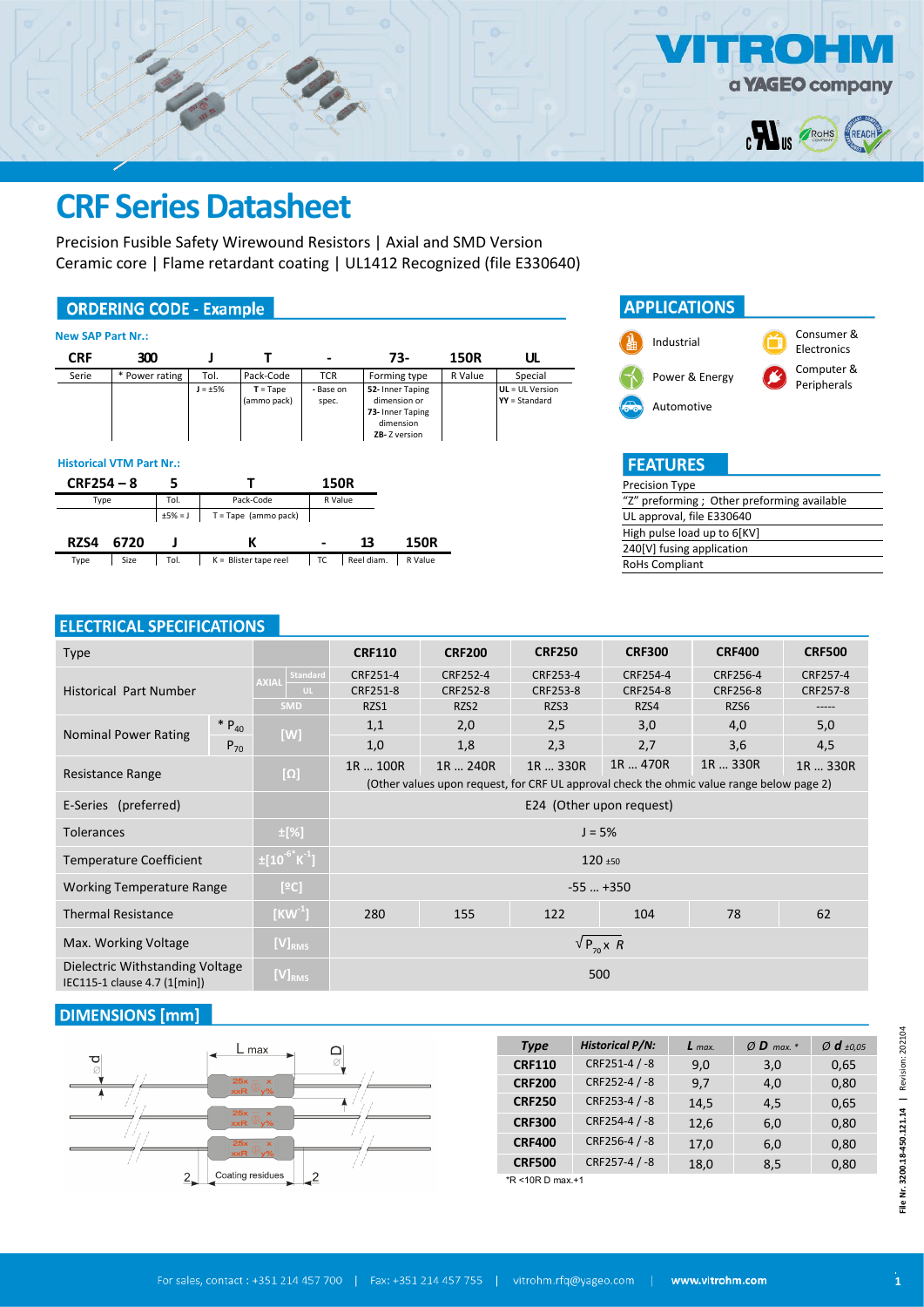# CRF Series Datasheet

Precision Fusible Safety Wirewound Resistors | Axial and SMD Version
Ceramic core | Flame retardant coating | UL1412 Recognized (file E330640)

## ORDERING CODE - Example

**New SAP Part Nr.:**

| CRF | 300 | J | T | - | 73- | 150R | UL |
|---|---|---|---|---|---|---|---|
| Serie | * Power rating | Tol. | Pack-Code | TCR | Forming type | R Value | Special |
| | | J = ±5% | T = Tape (ammo pack) | - Base on spec. | 52- Inner Taping dimension or 73- Inner Taping dimension ZB- Z version | | UL = UL Version YY = Standard |

**Historical VTM Part Nr.:**

| CRF254 – 8 | 5 | T | 150R |
|---|---|---|---|
| Type | Tol. | Pack-Code | R Value |
| | ±5% = J | T = Tape (ammo pack) | |

| RZS4 | 6720 | J | K | - | 13 | 150R |
|---|---|---|---|---|---|---|
| Type | Size | Tol. | K = Blister tape reel | TC | Reel diam. | R Value |

## APPLICATIONS

- Industrial
- Consumer & Electronics
- Power & Energy
- Computer & Peripherals
- Automotive

## FEATURES

- Precision Type
- "Z" preforming ; Other preforming available
- UL approval, file E330640
- High pulse load up to 6[KV]
- 240[V] fusing application
- RoHs Compliant

## ELECTRICAL SPECIFICATIONS

| Type | | | CRF110 | CRF200 | CRF250 | CRF300 | CRF400 | CRF500 |
|---|---|---|---|---|---|---|---|---|
| Historical Part Number | | AXIAL Standard | CRF251-4 | CRF252-4 | CRF253-4 | CRF254-4 | CRF256-4 | CRF257-4 |
| | | AXIAL UL | CRF251-8 | CRF252-8 | CRF253-8 | CRF254-8 | CRF256-8 | CRF257-8 |
| | | SMD | RZS1 | RZS2 | RZS3 | RZS4 | RZS6 | ----- |
| Nominal Power Rating | * $P_{40}$ | [W] | 1,1 | 2,0 | 2,5 | 3,0 | 4,0 | 5,0 |
| | $P_{70}$ | | 1,0 | 1,8 | 2,3 | 2,7 | 3,6 | 4,5 |
| Resistance Range | | [Ω] | 1R … 100R | 1R … 240R | 1R … 330R | 1R … 470R | 1R … 330R | 1R … 330R |
| | | | (Other values upon request, for CRF UL approval check the ohmic value range below page 2) | | | | | |
| E-Series (preferred) | | | E24 (Other upon request) | | | | | |
| Tolerances | | ±[%] | J = 5% | | | | | |
| Temperature Coefficient | | $\pm[10^{-6} K^{-1}]$ | 120 ±50 | | | | | |
| Working Temperature Range | | [ºC] | -55 … +350 | | | | | |
| Thermal Resistance | | $[KW^{-1}]$ | 280 | 155 | 122 | 104 | 78 | 62 |
| Max. Working Voltage | | $[V]_{RMS}$ | $\sqrt{P_{70} \times R}$ | | | | | |
| Dielectric Withstanding Voltage IEC115-1 clause 4.7 (1[min]) | | $[V]_{RMS}$ | 500 | | | | | |

## DIMENSIONS [mm]

| Type | Historical P/N: | L max. | Ø D max. * | Ø d ±0,05 |
|---|---|---|---|---|
| CRF110 | CRF251-4 / -8 | 9,0 | 3,0 | 0,65 |
| CRF200 | CRF252-4 / -8 | 9,7 | 4,0 | 0,80 |
| CRF250 | CRF253-4 / -8 | 14,5 | 4,5 | 0,65 |
| CRF300 | CRF254-4 / -8 | 12,6 | 6,0 | 0,80 |
| CRF400 | CRF256-4 / -8 | 17,0 | 6,0 | 0,80 |
| CRF500 | CRF257-4 / -8 | 18,0 | 8,5 | 0,80 |

*R <10R D max.+1

File Nr. 3200.18.450.121.14 | Revision: 202104

For sales, contact : +351 214 457 700 | Fax: +351 214 457 755 | vitrohm.rfq@yageo.com | www.vitrohm.com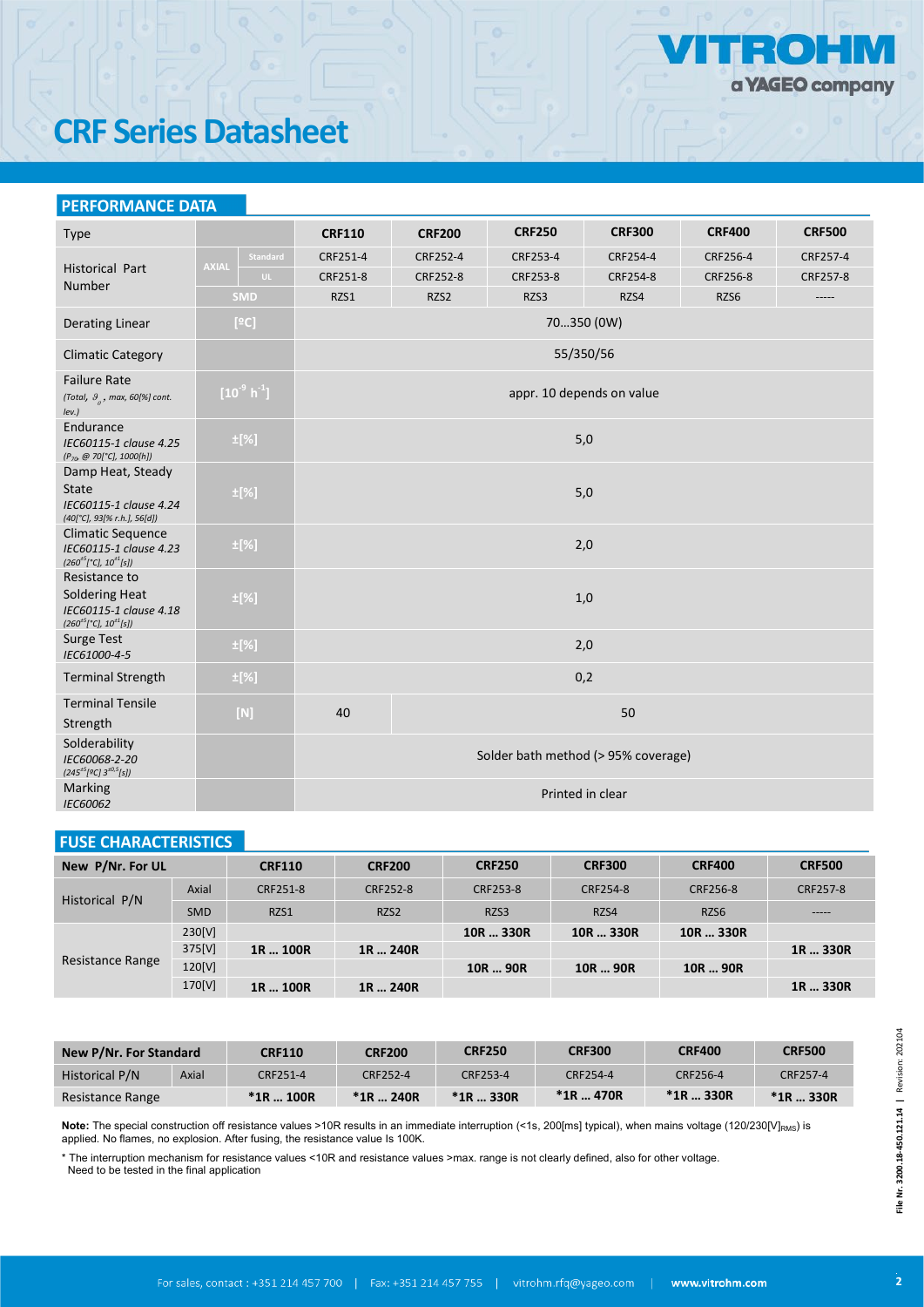# CRF Series Datasheet

## PERFORMANCE DATA

| Type | | | CRF110 | CRF200 | CRF250 | CRF300 | CRF400 | CRF500 |
|---|---|---|---|---|---|---|---|---|
| Historical Part Number | AXIAL | Standard | CRF251-4 | CRF252-4 | CRF253-4 | CRF254-4 | CRF256-4 | CRF257-4 |
| | | UL | CRF251-8 | CRF252-8 | CRF253-8 | CRF254-8 | CRF256-8 | CRF257-8 |
| | SMD | | RZS1 | RZS2 | RZS3 | RZS4 | RZS6 | ----- |
| Derating Linear | [ºC] | | 70…350 (0W) | | | | | |
| Climatic Category | | | 55/350/56 | | | | | |
| Failure Rate *(Total, $\vartheta_\rho$, max, 60[%] cont. lev.)* | [$10^{-9}$ $h^{-1}$] | | appr. 10 depends on value | | | | | |
| Endurance *IEC60115-1 clause 4.25* *($P_{70}$, @ 70[°C], 1000[h])* | ±[%] | | 5,0 | | | | | |
| Damp Heat, Steady State *IEC60115-1 clause 4.24* *(40[°C], 93[% r.h.], 56[d])* | ±[%] | | 5,0 | | | | | |
| Climatic Sequence *IEC60115-1 clause 4.23* *($260^{\pm5}$[°C], $10^{\pm1}$[s])* | ±[%] | | 2,0 | | | | | |
| Resistance to Soldering Heat *IEC60115-1 clause 4.18* *($260^{\pm5}$[°C], $10^{\pm1}$[s])* | ±[%] | | 1,0 | | | | | |
| Surge Test *IEC61000-4-5* | ±[%] | | 2,0 | | | | | |
| Terminal Strength | ±[%] | | 0,2 | | | | | |
| Terminal Tensile Strength | [N] | | 40 | 50 | | | | |
| Solderability *IEC60068-2-20* *($245^{\pm5}$[ºC] $3^{\pm0.5}$[s])* | | | Solder bath method (> 95% coverage) | | | | | |
| Marking *IEC60062* | | | Printed in clear | | | | | |

## FUSE CHARACTERISTICS

| New P/Nr. For UL | | CRF110 | CRF200 | CRF250 | CRF300 | CRF400 | CRF500 |
|---|---|---|---|---|---|---|---|
| Historical P/N | Axial | CRF251-8 | CRF252-8 | CRF253-8 | CRF254-8 | CRF256-8 | CRF257-8 |
| | SMD | RZS1 | RZS2 | RZS3 | RZS4 | RZS6 | ----- |
| Resistance Range | 230[V] | | | **10R … 330R** | **10R … 330R** | **10R … 330R** | |
| | 375[V] | **1R … 100R** | **1R … 240R** | | | | **1R … 330R** |
| | 120[V] | | | **10R … 90R** | **10R … 90R** | **10R … 90R** | |
| | 170[V] | **1R … 100R** | **1R … 240R** | | | | **1R … 330R** |

| New P/Nr. For Standard | | CRF110 | CRF200 | CRF250 | CRF300 | CRF400 | CRF500 |
|---|---|---|---|---|---|---|---|
| Historical P/N | Axial | CRF251-4 | CRF252-4 | CRF253-4 | CRF254-4 | CRF256-4 | CRF257-4 |
| Resistance Range | | ***1R … 100R** | ***1R … 240R** | ***1R … 330R** | ***1R … 470R** | ***1R … 330R** | ***1R … 330R** |

**Note:** The special construction off resistance values >10R results in an immediate interruption (<1s, 200[ms] typical), when mains voltage (120/230$[V]_{RMS}$) is applied. No flames, no explosion. After fusing, the resistance value Is 100K.

* The interruption mechanism for resistance values <10R and resistance values >max. range is not clearly defined, also for other voltage. Need to be tested in the final application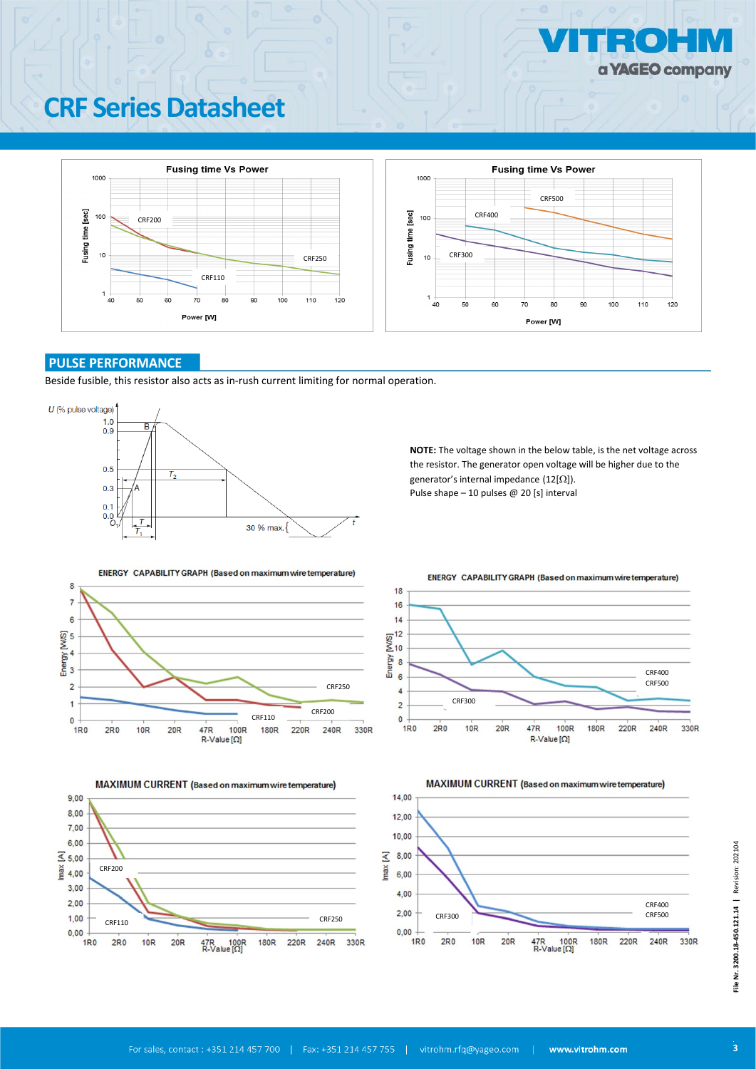# CRF Series Datasheet

## PULSE PERFORMANCE

Beside fusible, this resistor also acts as in-rush current limiting for normal operation.

**NOTE:** The voltage shown in the below table, is the net voltage across the resistor. The generator open voltage will be higher due to the generator's internal impedance (12[Ω]).

Pulse shape – 10 pulses @ 20 [s] interval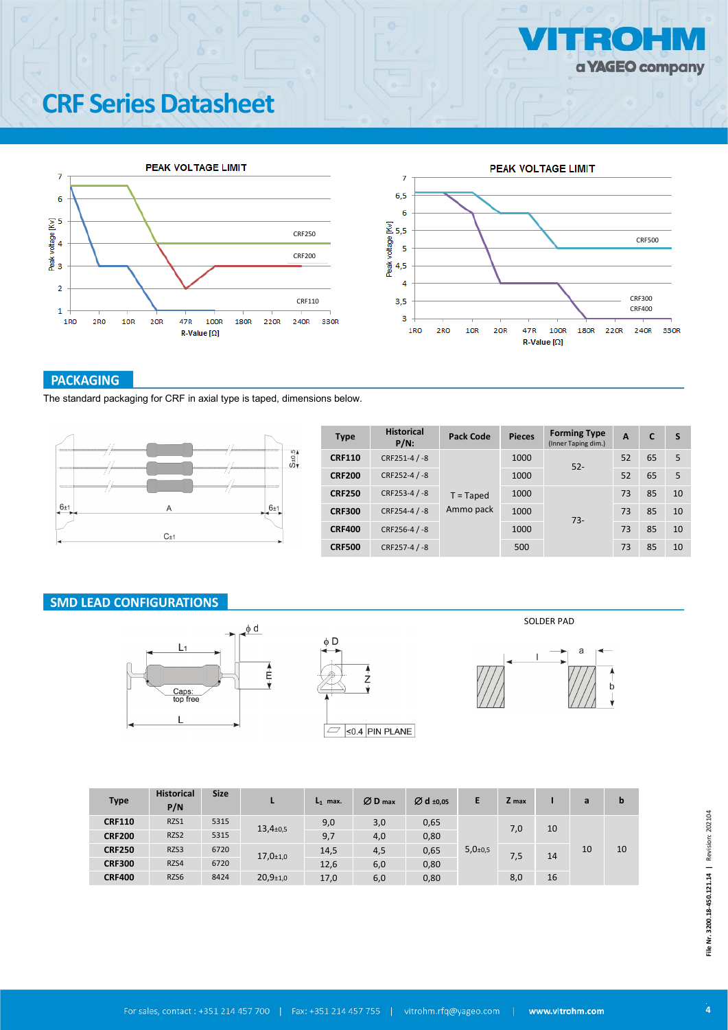# CRF Series Datasheet

PEAK VOLTAGE LIMIT

PEAK VOLTAGE LIMIT

## PACKAGING

The standard packaging for CRF in axial type is taped, dimensions below.

| Type | Historical P/N: | Pack Code | Pieces | Forming Type (Inner Taping dim.) | A | C | S |
|---|---|---|---|---|---|---|---|
| CRF110 | CRF251-4 / -8 | T = Taped Ammo pack | 1000 | 52- | 52 | 65 | 5 |
| CRF200 | CRF252-4 / -8 | | 1000 | | 52 | 65 | 5 |
| CRF250 | CRF253-4 / -8 | | 1000 | 73- | 73 | 85 | 10 |
| CRF300 | CRF254-4 / -8 | | 1000 | | 73 | 85 | 10 |
| CRF400 | CRF256-4 / -8 | | 1000 | | 73 | 85 | 10 |
| CRF500 | CRF257-4 / -8 | | 500 | | 73 | 85 | 10 |

## SMD LEAD CONFIGURATIONS

SOLDER PAD

| Type | Historical P/N | Size | L | $L_1$ max. | Ø D max | Ø d ±0,05 | E | Z max | l | a | b |
|---|---|---|---|---|---|---|---|---|---|---|---|
| CRF110 | RZS1 | 5315 | 13,4±0,5 | 9,0 | 3,0 | 0,65 | 5,0±0,5 | 7,0 | 10 | 10 | 10 |
| CRF200 | RZS2 | 5315 | | 9,7 | 4,0 | 0,80 | | | | | |
| CRF250 | RZS3 | 6720 | 17,0±1,0 | 14,5 | 4,5 | 0,65 | | 7,5 | 14 | | |
| CRF300 | RZS4 | 6720 | | 12,6 | 6,0 | 0,80 | | | | | |
| CRF400 | RZS6 | 8424 | 20,9±1,0 | 17,0 | 6,0 | 0,80 | | 8,0 | 16 | | |

File Nr. 3200.18-450.121.14 | Revision: 202104

For sales, contact : +351 214 457 700 | Fax: +351 214 457 755 | vitrohm.rfq@yageo.com | www.vitrohm.com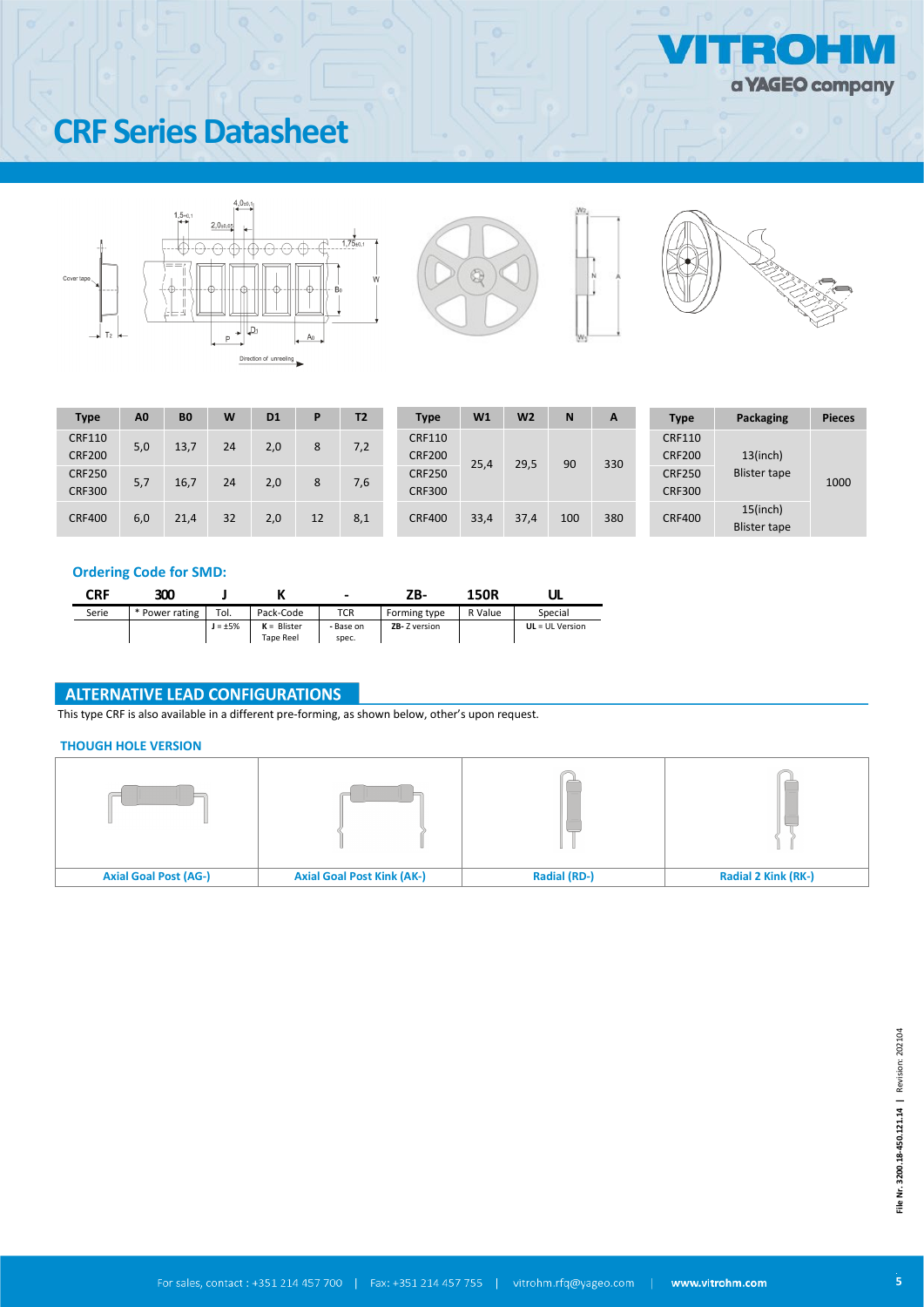# CRF Series Datasheet

| Type | A0 | B0 | W | D1 | P | T2 |
|---|---|---|---|---|---|---|
| CRF110 CRF200 | 5,0 | 13,7 | 24 | 2,0 | 8 | 7,2 |
| CRF250 CRF300 | 5,7 | 16,7 | 24 | 2,0 | 8 | 7,6 |
| CRF400 | 6,0 | 21,4 | 32 | 2,0 | 12 | 8,1 |

| Type | W1 | W2 | N | A |
|---|---|---|---|---|
| CRF110 CRF200 CRF250 CRF300 | 25,4 | 29,5 | 90 | 330 |
| CRF400 | 33,4 | 37,4 | 100 | 380 |

| Type | Packaging | Pieces |
|---|---|---|
| CRF110 CRF200 CRF250 CRF300 | 13(inch) Blister tape | 1000 |
| CRF400 | 15(inch) Blister tape | |

### Ordering Code for SMD:

| CRF | 300 | J | K | - | ZB- | 150R | UL |
|---|---|---|---|---|---|---|---|
| Serie | * Power rating | Tol. | Pack-Code | TCR | Forming type | R Value | Special |
| | | J = ±5% | K = Blister Tape Reel | - Base on spec. | ZB- Z version | | UL = UL Version |

## ALTERNATIVE LEAD CONFIGURATIONS

This type CRF is also available in a different pre-forming, as shown below, other's upon request.

### THOUGH HOLE VERSION

| Axial Goal Post (AG-) | Axial Goal Post Kink (AK-) | Radial (RD-) | Radial 2 Kink (RK-) |
|---|---|---|---|

File Nr. 3200.18-450.121.14 | Revision: 202104